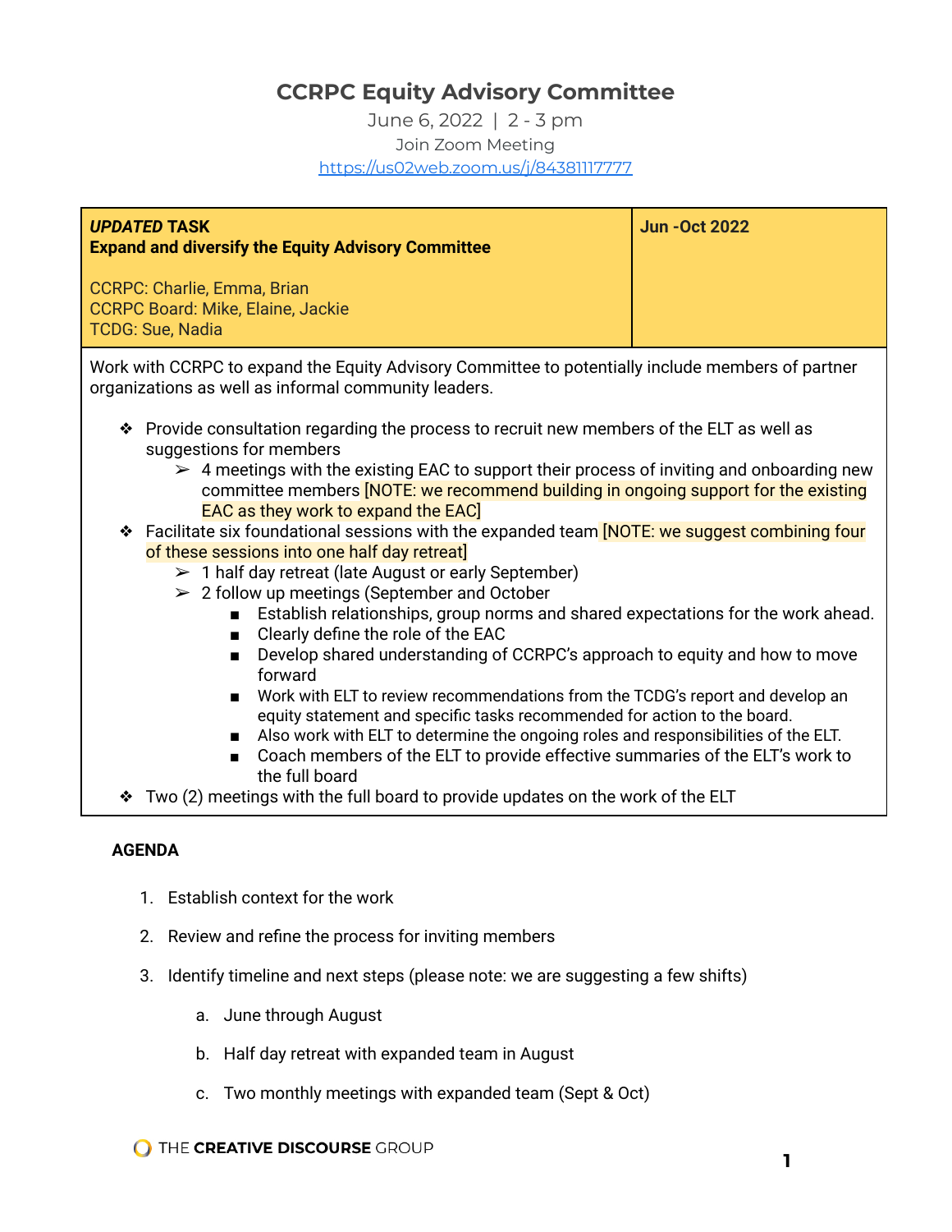# CCRPC Equity Advisory Committee

June 6, 2022 | 2 - 3 pm

Join Zoom Meeting

https://us02web.zoom.us/j/84381117777

| ***UPDATED* TASK**<br>**Expand and diversify the Equity Advisory Committee**<br><br>CCRPC: Charlie, Emma, Brian<br>CCRPC Board: Mike, Elaine, Jackie<br>TCDG: Sue, Nadia | **Jun -Oct 2022** |
|---|---|

Work with CCRPC to expand the Equity Advisory Committee to potentially include members of partner organizations as well as informal community leaders.

- Provide consultation regarding the process to recruit new members of the ELT as well as suggestions for members
  - 4 meetings with the existing EAC to support their process of inviting and onboarding new committee members [NOTE: we recommend building in ongoing support for the existing EAC as they work to expand the EAC]
- Facilitate six foundational sessions with the expanded team [NOTE: we suggest combining four of these sessions into one half day retreat]
  - 1 half day retreat (late August or early September)
  - 2 follow up meetings (September and October
    - Establish relationships, group norms and shared expectations for the work ahead.
    - Clearly define the role of the EAC
    - Develop shared understanding of CCRPC's approach to equity and how to move forward
    - Work with ELT to review recommendations from the TCDG's report and develop an equity statement and specific tasks recommended for action to the board.
    - Also work with ELT to determine the ongoing roles and responsibilities of the ELT.
    - Coach members of the ELT to provide effective summaries of the ELT's work to the full board
- Two (2) meetings with the full board to provide updates on the work of the ELT

**AGENDA**

1. Establish context for the work
2. Review and refine the process for inviting members
3. Identify timeline and next steps (please note: we are suggesting a few shifts)
   a. June through August
   b. Half day retreat with expanded team in August
   c. Two monthly meetings with expanded team (Sept & Oct)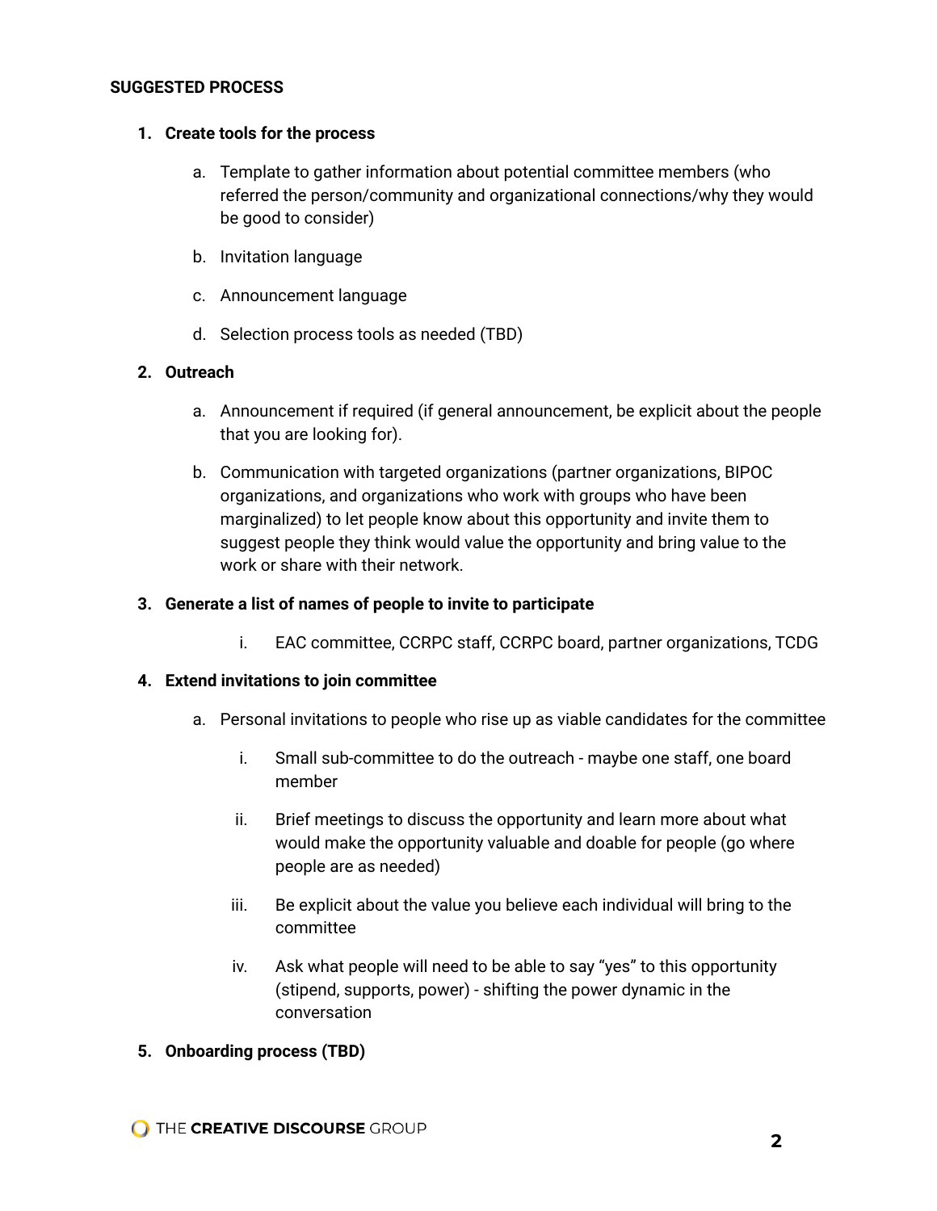**SUGGESTED PROCESS**

1. **Create tools for the process**
    a. Template to gather information about potential committee members (who referred the person/community and organizational connections/why they would be good to consider)
    b. Invitation language
    c. Announcement language
    d. Selection process tools as needed (TBD)

2. **Outreach**
    a. Announcement if required (if general announcement, be explicit about the people that you are looking for).
    b. Communication with targeted organizations (partner organizations, BIPOC organizations, and organizations who work with groups who have been marginalized) to let people know about this opportunity and invite them to suggest people they think would value the opportunity and bring value to the work or share with their network.

3. **Generate a list of names of people to invite to participate**
    i. EAC committee, CCRPC staff, CCRPC board, partner organizations, TCDG

4. **Extend invitations to join committee**
    a. Personal invitations to people who rise up as viable candidates for the committee
        i. Small sub-committee to do the outreach - maybe one staff, one board member
        ii. Brief meetings to discuss the opportunity and learn more about what would make the opportunity valuable and doable for people (go where people are as needed)
        iii. Be explicit about the value you believe each individual will bring to the committee
        iv. Ask what people will need to be able to say "yes" to this opportunity (stipend, supports, power) - shifting the power dynamic in the conversation

5. **Onboarding process (TBD)**